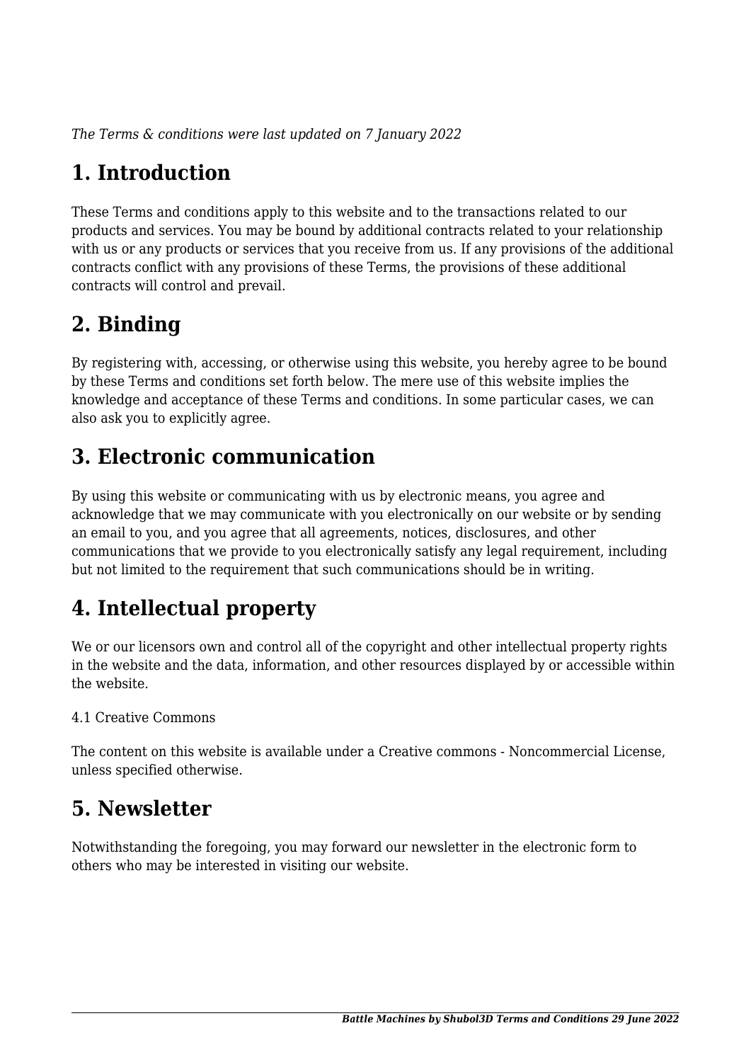*The Terms & conditions were last updated on 7 January 2022*

# 1. Introduction

These Terms and conditions apply to this website and to the transactions related to our products and services. You may be bound by additional contracts related to your relationship with us or any products or services that you receive from us. If any provisions of the additional contracts conflict with any provisions of these Terms, the provisions of these additional contracts will control and prevail.

# 2. Binding

By registering with, accessing, or otherwise using this website, you hereby agree to be bound by these Terms and conditions set forth below. The mere use of this website implies the knowledge and acceptance of these Terms and conditions. In some particular cases, we can also ask you to explicitly agree.

# 3. Electronic communication

By using this website or communicating with us by electronic means, you agree and acknowledge that we may communicate with you electronically on our website or by sending an email to you, and you agree that all agreements, notices, disclosures, and other communications that we provide to you electronically satisfy any legal requirement, including but not limited to the requirement that such communications should be in writing.

# 4. Intellectual property

We or our licensors own and control all of the copyright and other intellectual property rights in the website and the data, information, and other resources displayed by or accessible within the website.

4.1 Creative Commons

The content on this website is available under a Creative commons - Noncommercial License, unless specified otherwise.

# 5. Newsletter

Notwithstanding the foregoing, you may forward our newsletter in the electronic form to others who may be interested in visiting our website.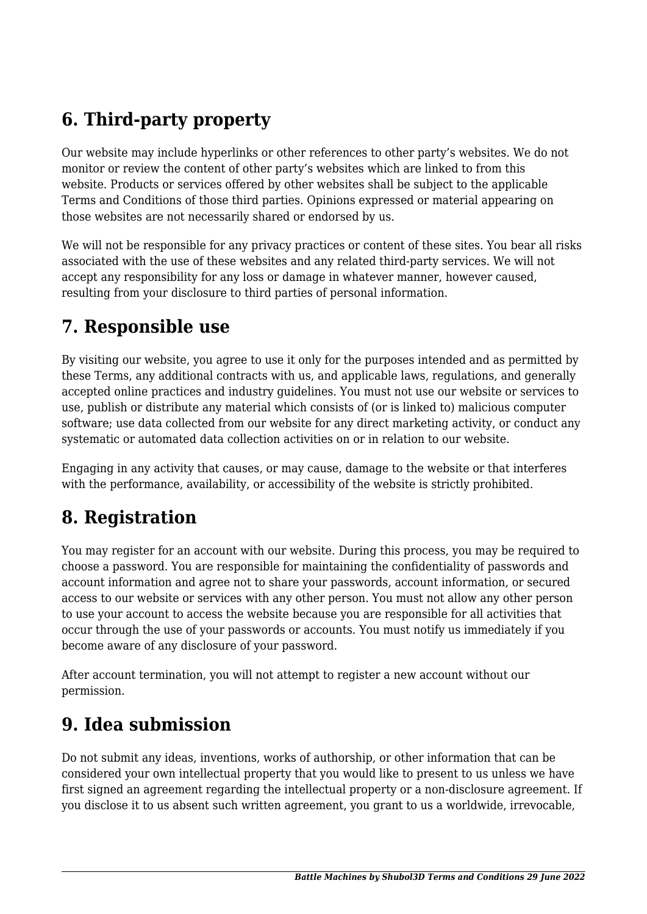## 6. Third-party property

Our website may include hyperlinks or other references to other party's websites. We do not monitor or review the content of other party's websites which are linked to from this website. Products or services offered by other websites shall be subject to the applicable Terms and Conditions of those third parties. Opinions expressed or material appearing on those websites are not necessarily shared or endorsed by us.

We will not be responsible for any privacy practices or content of these sites. You bear all risks associated with the use of these websites and any related third-party services. We will not accept any responsibility for any loss or damage in whatever manner, however caused, resulting from your disclosure to third parties of personal information.

## 7. Responsible use

By visiting our website, you agree to use it only for the purposes intended and as permitted by these Terms, any additional contracts with us, and applicable laws, regulations, and generally accepted online practices and industry guidelines. You must not use our website or services to use, publish or distribute any material which consists of (or is linked to) malicious computer software; use data collected from our website for any direct marketing activity, or conduct any systematic or automated data collection activities on or in relation to our website.

Engaging in any activity that causes, or may cause, damage to the website or that interferes with the performance, availability, or accessibility of the website is strictly prohibited.

## 8. Registration

You may register for an account with our website. During this process, you may be required to choose a password. You are responsible for maintaining the confidentiality of passwords and account information and agree not to share your passwords, account information, or secured access to our website or services with any other person. You must not allow any other person to use your account to access the website because you are responsible for all activities that occur through the use of your passwords or accounts. You must notify us immediately if you become aware of any disclosure of your password.

After account termination, you will not attempt to register a new account without our permission.

## 9. Idea submission

Do not submit any ideas, inventions, works of authorship, or other information that can be considered your own intellectual property that you would like to present to us unless we have first signed an agreement regarding the intellectual property or a non-disclosure agreement. If you disclose it to us absent such written agreement, you grant to us a worldwide, irrevocable,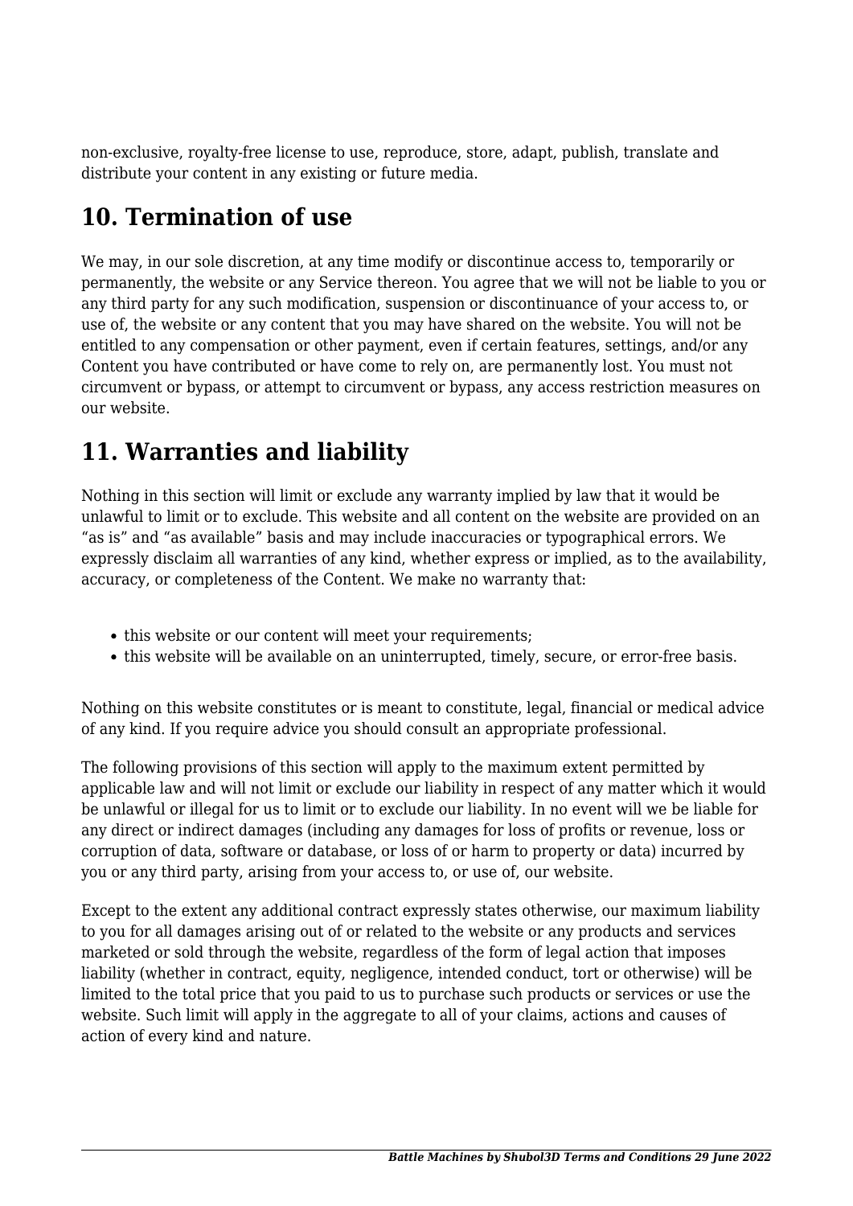non-exclusive, royalty-free license to use, reproduce, store, adapt, publish, translate and distribute your content in any existing or future media.

## 10. Termination of use

We may, in our sole discretion, at any time modify or discontinue access to, temporarily or permanently, the website or any Service thereon. You agree that we will not be liable to you or any third party for any such modification, suspension or discontinuance of your access to, or use of, the website or any content that you may have shared on the website. You will not be entitled to any compensation or other payment, even if certain features, settings, and/or any Content you have contributed or have come to rely on, are permanently lost. You must not circumvent or bypass, or attempt to circumvent or bypass, any access restriction measures on our website.

## 11. Warranties and liability

Nothing in this section will limit or exclude any warranty implied by law that it would be unlawful to limit or to exclude. This website and all content on the website are provided on an "as is" and "as available" basis and may include inaccuracies or typographical errors. We expressly disclaim all warranties of any kind, whether express or implied, as to the availability, accuracy, or completeness of the Content. We make no warranty that:

- this website or our content will meet your requirements;
- this website will be available on an uninterrupted, timely, secure, or error-free basis.

Nothing on this website constitutes or is meant to constitute, legal, financial or medical advice of any kind. If you require advice you should consult an appropriate professional.

The following provisions of this section will apply to the maximum extent permitted by applicable law and will not limit or exclude our liability in respect of any matter which it would be unlawful or illegal for us to limit or to exclude our liability. In no event will we be liable for any direct or indirect damages (including any damages for loss of profits or revenue, loss or corruption of data, software or database, or loss of or harm to property or data) incurred by you or any third party, arising from your access to, or use of, our website.

Except to the extent any additional contract expressly states otherwise, our maximum liability to you for all damages arising out of or related to the website or any products and services marketed or sold through the website, regardless of the form of legal action that imposes liability (whether in contract, equity, negligence, intended conduct, tort or otherwise) will be limited to the total price that you paid to us to purchase such products or services or use the website. Such limit will apply in the aggregate to all of your claims, actions and causes of action of every kind and nature.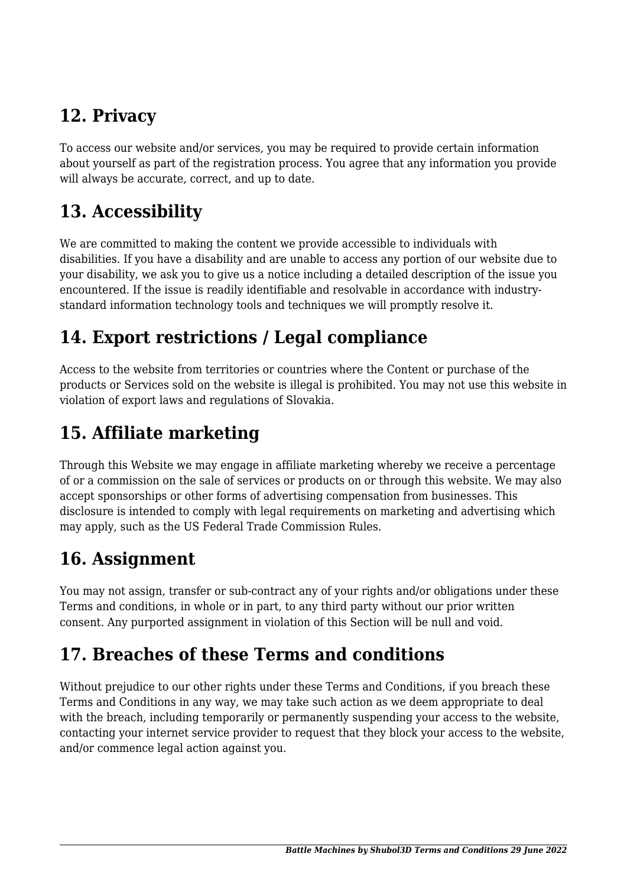## 12. Privacy

To access our website and/or services, you may be required to provide certain information about yourself as part of the registration process. You agree that any information you provide will always be accurate, correct, and up to date.

## 13. Accessibility

We are committed to making the content we provide accessible to individuals with disabilities. If you have a disability and are unable to access any portion of our website due to your disability, we ask you to give us a notice including a detailed description of the issue you encountered. If the issue is readily identifiable and resolvable in accordance with industry-standard information technology tools and techniques we will promptly resolve it.

## 14. Export restrictions / Legal compliance

Access to the website from territories or countries where the Content or purchase of the products or Services sold on the website is illegal is prohibited. You may not use this website in violation of export laws and regulations of Slovakia.

## 15. Affiliate marketing

Through this Website we may engage in affiliate marketing whereby we receive a percentage of or a commission on the sale of services or products on or through this website. We may also accept sponsorships or other forms of advertising compensation from businesses. This disclosure is intended to comply with legal requirements on marketing and advertising which may apply, such as the US Federal Trade Commission Rules.

## 16. Assignment

You may not assign, transfer or sub-contract any of your rights and/or obligations under these Terms and conditions, in whole or in part, to any third party without our prior written consent. Any purported assignment in violation of this Section will be null and void.

## 17. Breaches of these Terms and conditions

Without prejudice to our other rights under these Terms and Conditions, if you breach these Terms and Conditions in any way, we may take such action as we deem appropriate to deal with the breach, including temporarily or permanently suspending your access to the website, contacting your internet service provider to request that they block your access to the website, and/or commence legal action against you.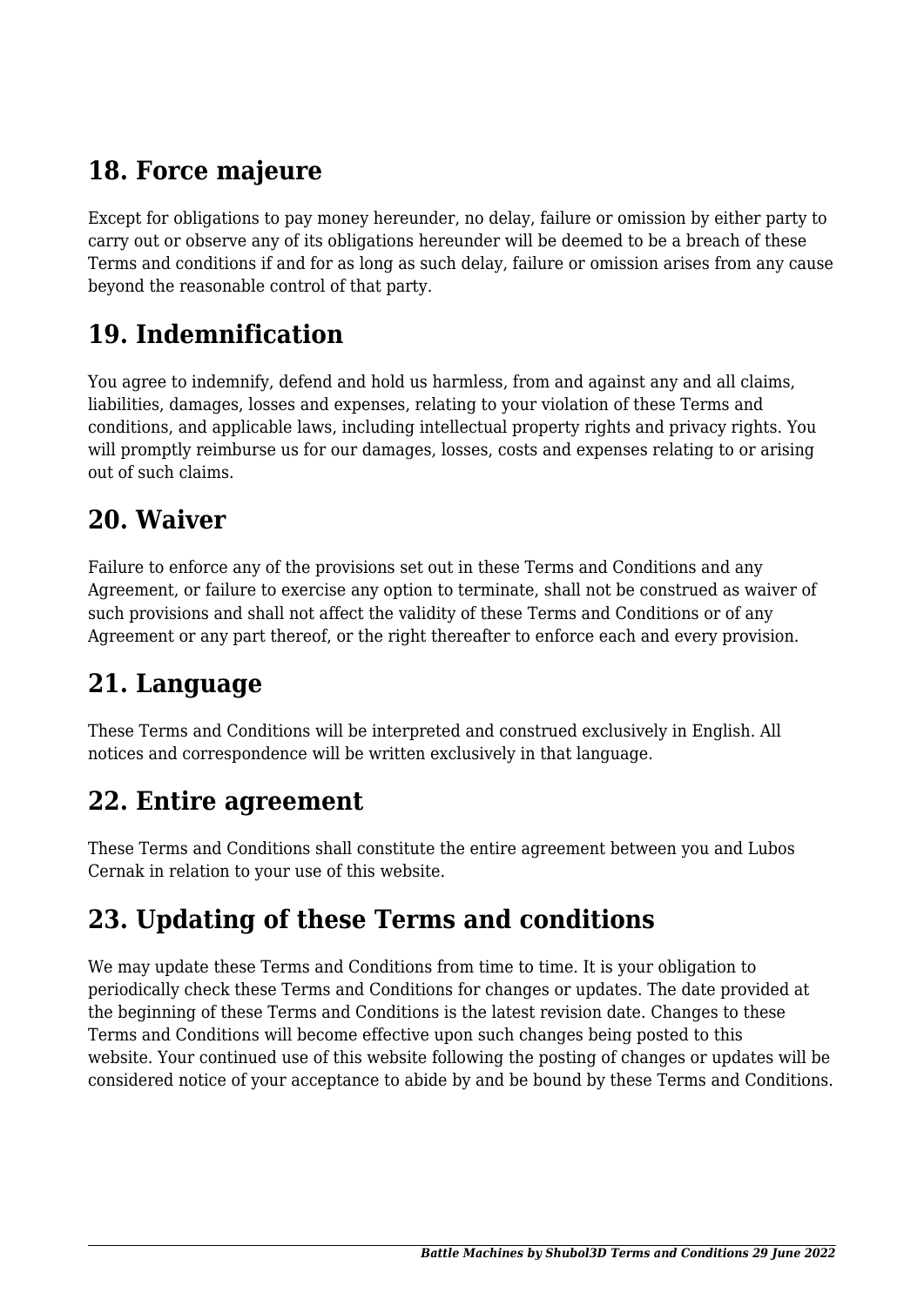## 18. Force majeure

Except for obligations to pay money hereunder, no delay, failure or omission by either party to carry out or observe any of its obligations hereunder will be deemed to be a breach of these Terms and conditions if and for as long as such delay, failure or omission arises from any cause beyond the reasonable control of that party.

## 19. Indemnification

You agree to indemnify, defend and hold us harmless, from and against any and all claims, liabilities, damages, losses and expenses, relating to your violation of these Terms and conditions, and applicable laws, including intellectual property rights and privacy rights. You will promptly reimburse us for our damages, losses, costs and expenses relating to or arising out of such claims.

## 20. Waiver

Failure to enforce any of the provisions set out in these Terms and Conditions and any Agreement, or failure to exercise any option to terminate, shall not be construed as waiver of such provisions and shall not affect the validity of these Terms and Conditions or of any Agreement or any part thereof, or the right thereafter to enforce each and every provision.

## 21. Language

These Terms and Conditions will be interpreted and construed exclusively in English. All notices and correspondence will be written exclusively in that language.

## 22. Entire agreement

These Terms and Conditions shall constitute the entire agreement between you and Lubos Cernak in relation to your use of this website.

## 23. Updating of these Terms and conditions

We may update these Terms and Conditions from time to time. It is your obligation to periodically check these Terms and Conditions for changes or updates. The date provided at the beginning of these Terms and Conditions is the latest revision date. Changes to these Terms and Conditions will become effective upon such changes being posted to this website. Your continued use of this website following the posting of changes or updates will be considered notice of your acceptance to abide by and be bound by these Terms and Conditions.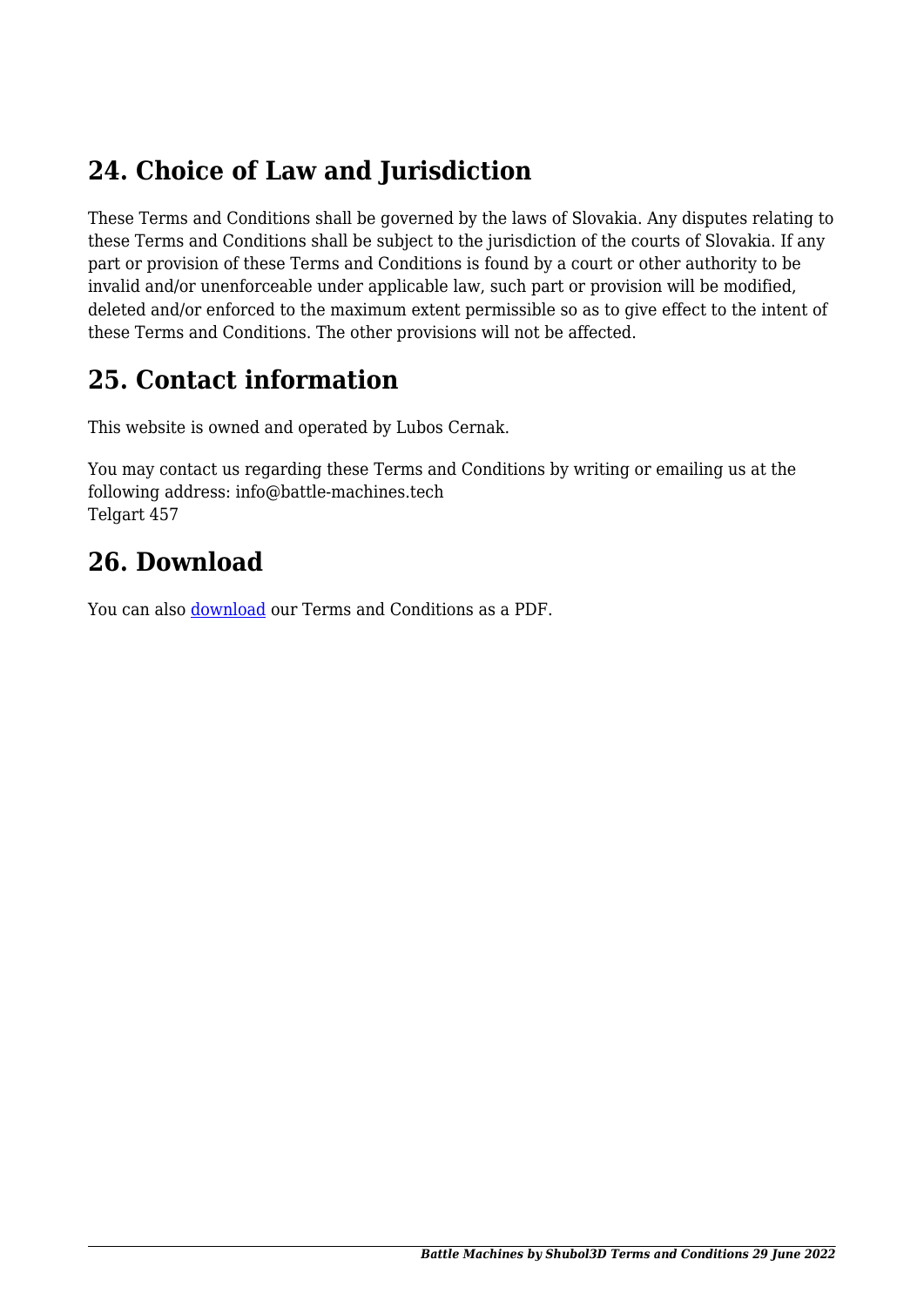## 24. Choice of Law and Jurisdiction

These Terms and Conditions shall be governed by the laws of Slovakia. Any disputes relating to these Terms and Conditions shall be subject to the jurisdiction of the courts of Slovakia. If any part or provision of these Terms and Conditions is found by a court or other authority to be invalid and/or unenforceable under applicable law, such part or provision will be modified, deleted and/or enforced to the maximum extent permissible so as to give effect to the intent of these Terms and Conditions. The other provisions will not be affected.

## 25. Contact information

This website is owned and operated by Lubos Cernak.

You may contact us regarding these Terms and Conditions by writing or emailing us at the following address: info@battle-machines.tech
Telgart 457

## 26. Download

You can also download our Terms and Conditions as a PDF.